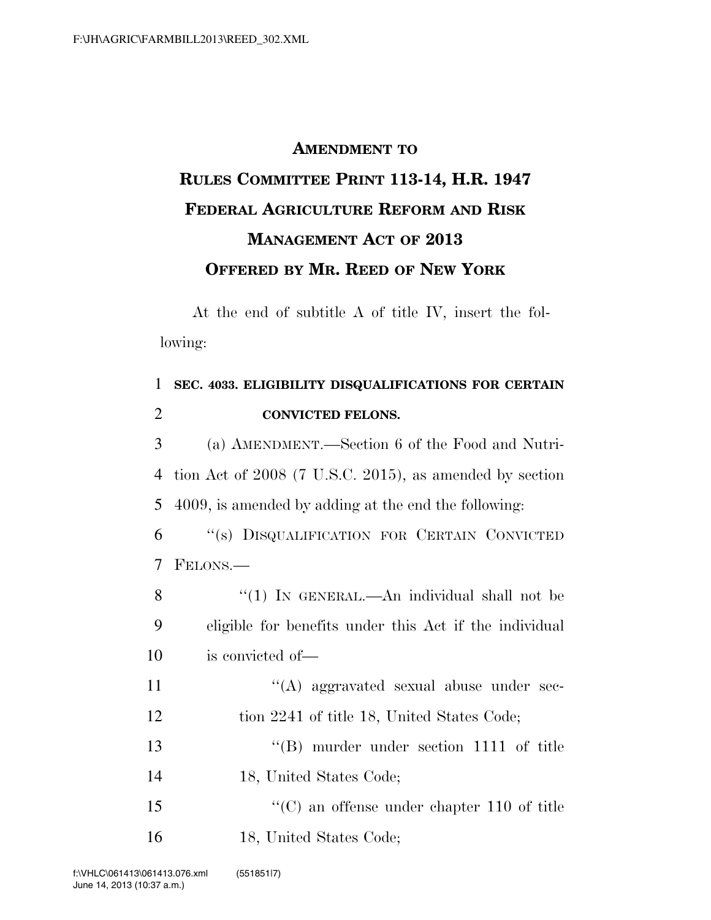# AMENDMENT TO RULES COMMITTEE PRINT 113-14, H.R. 1947 FEDERAL AGRICULTURE REFORM AND RISK MANAGEMENT ACT OF 2013 OFFERED BY MR. REED OF NEW YORK

At the end of subtitle A of title IV, insert the following:

**SEC. 4033. ELIGIBILITY DISQUALIFICATIONS FOR CERTAIN CONVICTED FELONS.**

(a) AMENDMENT.—Section 6 of the Food and Nutrition Act of 2008 (7 U.S.C. 2015), as amended by section 4009, is amended by adding at the end the following:

"(s) DISQUALIFICATION FOR CERTAIN CONVICTED FELONS.—

"(1) IN GENERAL.—An individual shall not be eligible for benefits under this Act if the individual is convicted of—

"(A) aggravated sexual abuse under section 2241 of title 18, United States Code;

"(B) murder under section 1111 of title 18, United States Code;

"(C) an offense under chapter 110 of title 18, United States Code;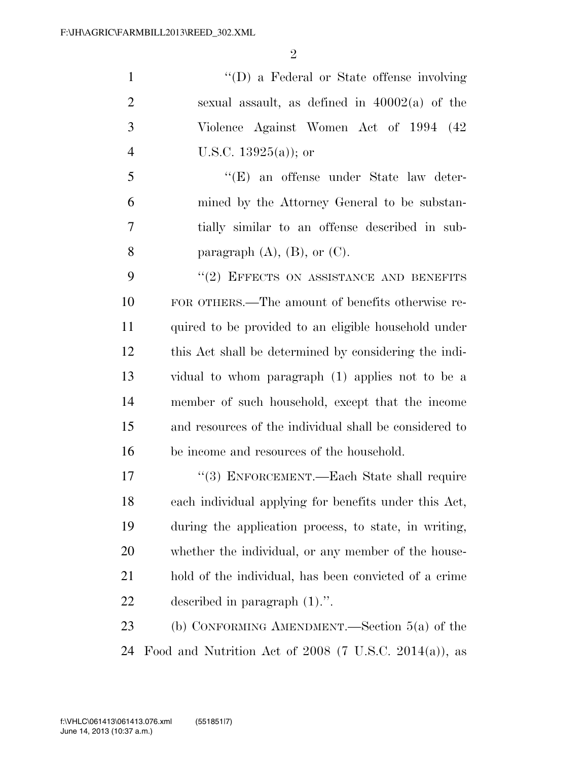''(D) a Federal or State offense involving sexual assault, as defined in 40002(a) of the Violence Against Women Act of 1994 (42 U.S.C. 13925(a)); or

''(E) an offense under State law determined by the Attorney General to be substantially similar to an offense described in subparagraph (A), (B), or (C).

''(2) EFFECTS ON ASSISTANCE AND BENEFITS FOR OTHERS.—The amount of benefits otherwise required to be provided to an eligible household under this Act shall be determined by considering the individual to whom paragraph (1) applies not to be a member of such household, except that the income and resources of the individual shall be considered to be income and resources of the household.

''(3) ENFORCEMENT.—Each State shall require each individual applying for benefits under this Act, during the application process, to state, in writing, whether the individual, or any member of the household of the individual, has been convicted of a crime described in paragraph (1).''.

(b) CONFORMING AMENDMENT.—Section 5(a) of the Food and Nutrition Act of 2008 (7 U.S.C. 2014(a)), as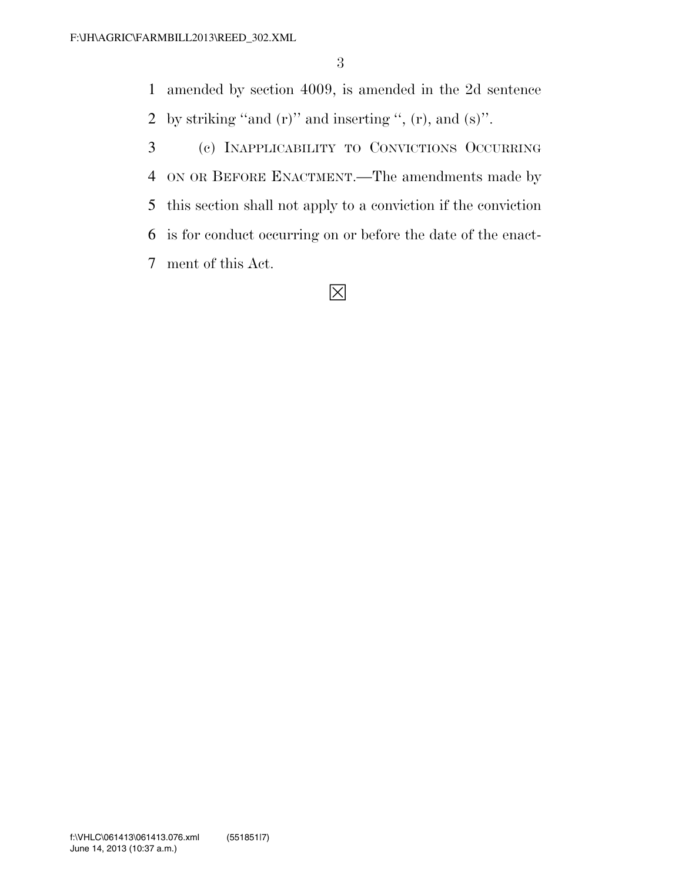amended by section 4009, is amended in the 2d sentence by striking "and (r)" and inserting ", (r), and (s)".

(c) INAPPLICABILITY TO CONVICTIONS OCCURRING ON OR BEFORE ENACTMENT.—The amendments made by this section shall not apply to a conviction if the conviction is for conduct occurring on or before the date of the enactment of this Act.